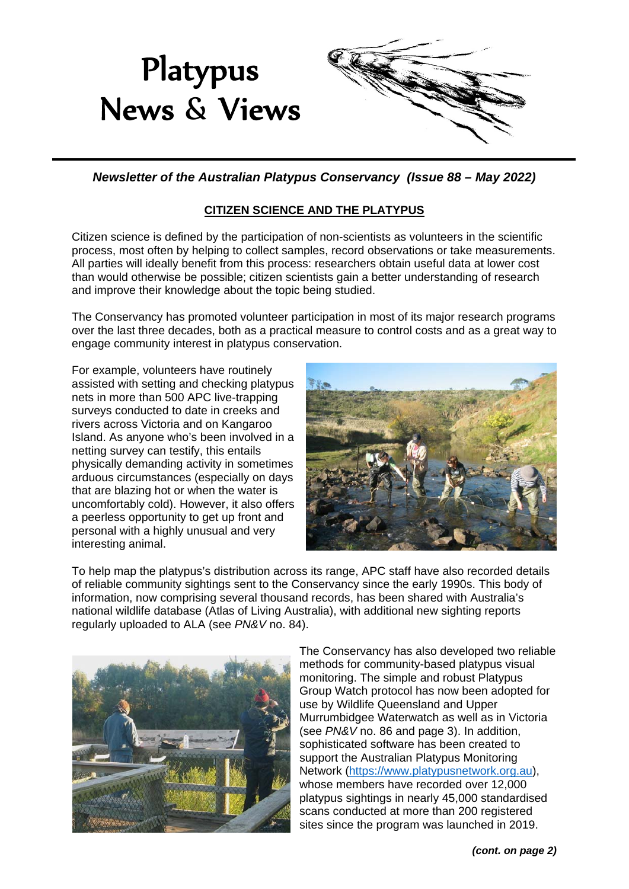# Platypus News & Views

*Newsletter of the Australian Platypus Conservancy (Issue 88 – May 2022)*

## CITIZEN SCIENCE AND THE PLATYPUS

Citizen science is defined by the participation of non-scientists as volunteers in the scientific process, most often by helping to collect samples, record observations or take measurements. All parties will ideally benefit from this process: researchers obtain useful data at lower cost than would otherwise be possible; citizen scientists gain a better understanding of research and improve their knowledge about the topic being studied.

The Conservancy has promoted volunteer participation in most of its major research programs over the last three decades, both as a practical measure to control costs and as a great way to engage community interest in platypus conservation.

For example, volunteers have routinely assisted with setting and checking platypus nets in more than 500 APC live-trapping surveys conducted to date in creeks and rivers across Victoria and on Kangaroo Island. As anyone who's been involved in a netting survey can testify, this entails physically demanding activity in sometimes arduous circumstances (especially on days that are blazing hot or when the water is uncomfortably cold). However, it also offers a peerless opportunity to get up front and personal with a highly unusual and very interesting animal.

To help map the platypus's distribution across its range, APC staff have also recorded details of reliable community sightings sent to the Conservancy since the early 1990s. This body of information, now comprising several thousand records, has been shared with Australia's national wildlife database (Atlas of Living Australia), with additional new sighting reports regularly uploaded to ALA (see *PN&V* no. 84).

The Conservancy has also developed two reliable methods for community-based platypus visual monitoring. The simple and robust Platypus Group Watch protocol has now been adopted for use by Wildlife Queensland and Upper Murrumbidgee Waterwatch as well as in Victoria (see *PN&V* no. 86 and page 3). In addition, sophisticated software has been created to support the Australian Platypus Monitoring Network (https://www.platypusnetwork.org.au), whose members have recorded over 12,000 platypus sightings in nearly 45,000 standardised scans conducted at more than 200 registered sites since the program was launched in 2019.

***(cont. on page 2)***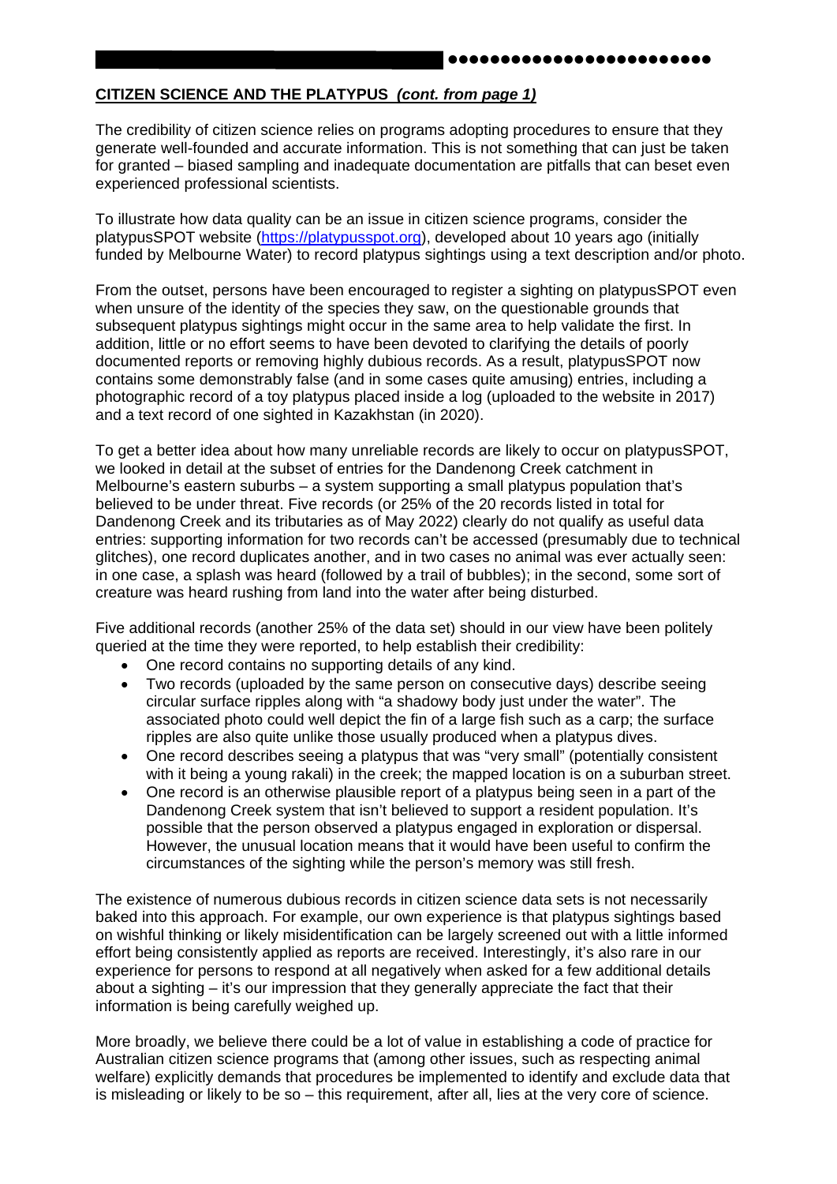**CITIZEN SCIENCE AND THE PLATYPUS** ***(cont. from page 1)***

The credibility of citizen science relies on programs adopting procedures to ensure that they generate well-founded and accurate information. This is not something that can just be taken for granted – biased sampling and inadequate documentation are pitfalls that can beset even experienced professional scientists.

To illustrate how data quality can be an issue in citizen science programs, consider the platypusSPOT website (https://platypusspot.org), developed about 10 years ago (initially funded by Melbourne Water) to record platypus sightings using a text description and/or photo.

From the outset, persons have been encouraged to register a sighting on platypusSPOT even when unsure of the identity of the species they saw, on the questionable grounds that subsequent platypus sightings might occur in the same area to help validate the first. In addition, little or no effort seems to have been devoted to clarifying the details of poorly documented reports or removing highly dubious records. As a result, platypusSPOT now contains some demonstrably false (and in some cases quite amusing) entries, including a photographic record of a toy platypus placed inside a log (uploaded to the website in 2017) and a text record of one sighted in Kazakhstan (in 2020).

To get a better idea about how many unreliable records are likely to occur on platypusSPOT, we looked in detail at the subset of entries for the Dandenong Creek catchment in Melbourne's eastern suburbs – a system supporting a small platypus population that's believed to be under threat. Five records (or 25% of the 20 records listed in total for Dandenong Creek and its tributaries as of May 2022) clearly do not qualify as useful data entries: supporting information for two records can't be accessed (presumably due to technical glitches), one record duplicates another, and in two cases no animal was ever actually seen: in one case, a splash was heard (followed by a trail of bubbles); in the second, some sort of creature was heard rushing from land into the water after being disturbed.

Five additional records (another 25% of the data set) should in our view have been politely queried at the time they were reported, to help establish their credibility:

- One record contains no supporting details of any kind.
- Two records (uploaded by the same person on consecutive days) describe seeing circular surface ripples along with "a shadowy body just under the water". The associated photo could well depict the fin of a large fish such as a carp; the surface ripples are also quite unlike those usually produced when a platypus dives.
- One record describes seeing a platypus that was "very small" (potentially consistent with it being a young rakali) in the creek; the mapped location is on a suburban street.
- One record is an otherwise plausible report of a platypus being seen in a part of the Dandenong Creek system that isn't believed to support a resident population. It's possible that the person observed a platypus engaged in exploration or dispersal. However, the unusual location means that it would have been useful to confirm the circumstances of the sighting while the person's memory was still fresh.

The existence of numerous dubious records in citizen science data sets is not necessarily baked into this approach. For example, our own experience is that platypus sightings based on wishful thinking or likely misidentification can be largely screened out with a little informed effort being consistently applied as reports are received. Interestingly, it's also rare in our experience for persons to respond at all negatively when asked for a few additional details about a sighting – it's our impression that they generally appreciate the fact that their information is being carefully weighed up.

More broadly, we believe there could be a lot of value in establishing a code of practice for Australian citizen science programs that (among other issues, such as respecting animal welfare) explicitly demands that procedures be implemented to identify and exclude data that is misleading or likely to be so – this requirement, after all, lies at the very core of science.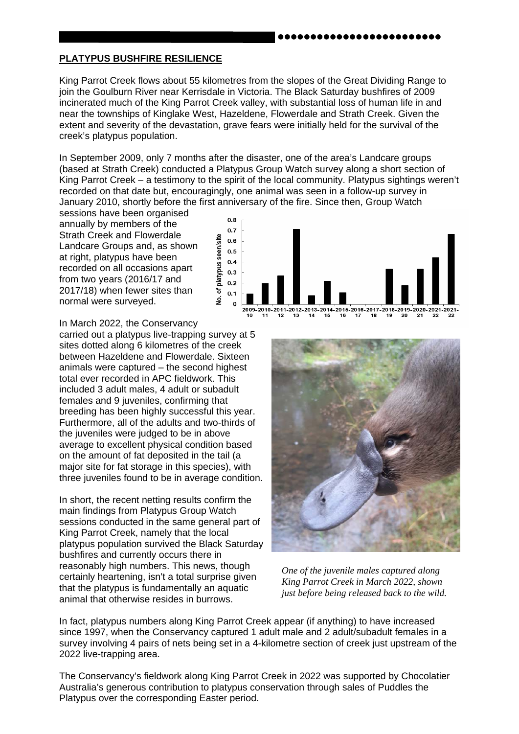## PLATYPUS BUSHFIRE RESILIENCE

King Parrot Creek flows about 55 kilometres from the slopes of the Great Dividing Range to join the Goulburn River near Kerrisdale in Victoria. The Black Saturday bushfires of 2009 incinerated much of the King Parrot Creek valley, with substantial loss of human life in and near the townships of Kinglake West, Hazeldene, Flowerdale and Strath Creek. Given the extent and severity of the devastation, grave fears were initially held for the survival of the creek's platypus population.

In September 2009, only 7 months after the disaster, one of the area's Landcare groups (based at Strath Creek) conducted a Platypus Group Watch survey along a short section of King Parrot Creek – a testimony to the spirit of the local community. Platypus sightings weren't recorded on that date but, encouragingly, one animal was seen in a follow-up survey in January 2010, shortly before the first anniversary of the fire. Since then, Group Watch sessions have been organised annually by members of the Strath Creek and Flowerdale Landcare Groups and, as shown at right, platypus have been recorded on all occasions apart from two years (2016/17 and 2017/18) when fewer sites than normal were surveyed.

In March 2022, the Conservancy carried out a platypus live-trapping survey at 5 sites dotted along 6 kilometres of the creek between Hazeldene and Flowerdale. Sixteen animals were captured – the second highest total ever recorded in APC fieldwork. This included 3 adult males, 4 adult or subadult females and 9 juveniles, confirming that breeding has been highly successful this year. Furthermore, all of the adults and two-thirds of the juveniles were judged to be in above average to excellent physical condition based on the amount of fat deposited in the tail (a major site for fat storage in this species), with three juveniles found to be in average condition.

In short, the recent netting results confirm the main findings from Platypus Group Watch sessions conducted in the same general part of King Parrot Creek, namely that the local platypus population survived the Black Saturday bushfires and currently occurs there in reasonably high numbers. This news, though certainly heartening, isn't a total surprise given that the platypus is fundamentally an aquatic animal that otherwise resides in burrows.

*One of the juvenile males captured along King Parrot Creek in March 2022, shown just before being released back to the wild.*

In fact, platypus numbers along King Parrot Creek appear (if anything) to have increased since 1997, when the Conservancy captured 1 adult male and 2 adult/subadult females in a survey involving 4 pairs of nets being set in a 4-kilometre section of creek just upstream of the 2022 live-trapping area.

The Conservancy's fieldwork along King Parrot Creek in 2022 was supported by Chocolatier Australia's generous contribution to platypus conservation through sales of Puddles the Platypus over the corresponding Easter period.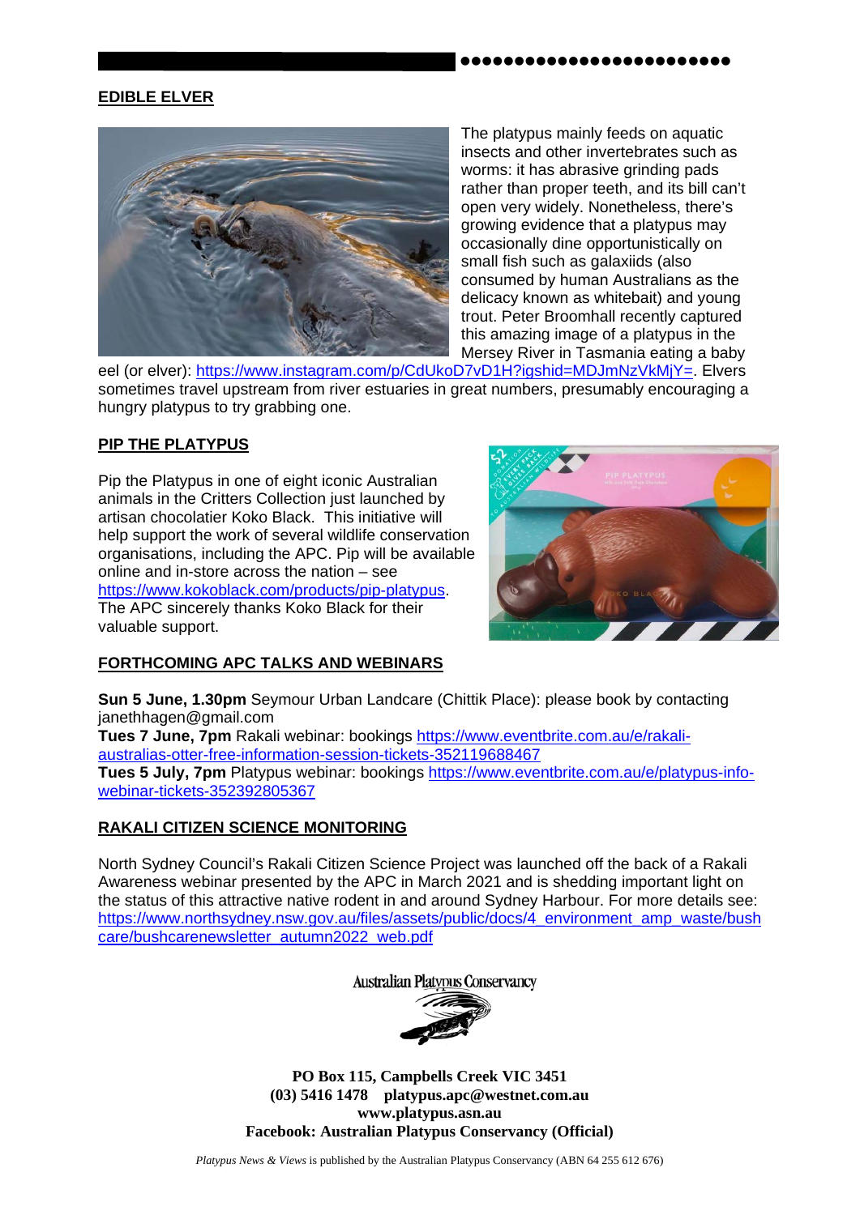## EDIBLE ELVER

The platypus mainly feeds on aquatic insects and other invertebrates such as worms: it has abrasive grinding pads rather than proper teeth, and its bill can't open very widely. Nonetheless, there's growing evidence that a platypus may occasionally dine opportunistically on small fish such as galaxiids (also consumed by human Australians as the delicacy known as whitebait) and young trout. Peter Broomhall recently captured this amazing image of a platypus in the Mersey River in Tasmania eating a baby eel (or elver): https://www.instagram.com/p/CdUkoD7vD1H?igshid=MDJmNzVkMjY=. Elvers sometimes travel upstream from river estuaries in great numbers, presumably encouraging a hungry platypus to try grabbing one.

## PIP THE PLATYPUS

Pip the Platypus in one of eight iconic Australian animals in the Critters Collection just launched by artisan chocolatier Koko Black. This initiative will help support the work of several wildlife conservation organisations, including the APC. Pip will be available online and in-store across the nation – see https://www.kokoblack.com/products/pip-platypus. The APC sincerely thanks Koko Black for their valuable support.

## FORTHCOMING APC TALKS AND WEBINARS

**Sun 5 June, 1.30pm** Seymour Urban Landcare (Chittik Place): please book by contacting janethhagen@gmail.com
**Tues 7 June, 7pm** Rakali webinar: bookings https://www.eventbrite.com.au/e/rakali-australias-otter-free-information-session-tickets-352119688467
**Tues 5 July, 7pm** Platypus webinar: bookings https://www.eventbrite.com.au/e/platypus-info-webinar-tickets-352392805367

## RAKALI CITIZEN SCIENCE MONITORING

North Sydney Council's Rakali Citizen Science Project was launched off the back of a Rakali Awareness webinar presented by the APC in March 2021 and is shedding important light on the status of this attractive native rodent in and around Sydney Harbour. For more details see: https://www.northsydney.nsw.gov.au/files/assets/public/docs/4_environment_amp_waste/bushcare/bushcarenewsletter_autumn2022_web.pdf

Australian Platypus Conservancy

**PO Box 115, Campbells Creek VIC 3451**
**(03) 5416 1478 platypus.apc@westnet.com.au**
**www.platypus.asn.au**
**Facebook: Australian Platypus Conservancy (Official)**

*Platypus News & Views* is published by the Australian Platypus Conservancy (ABN 64 255 612 676)